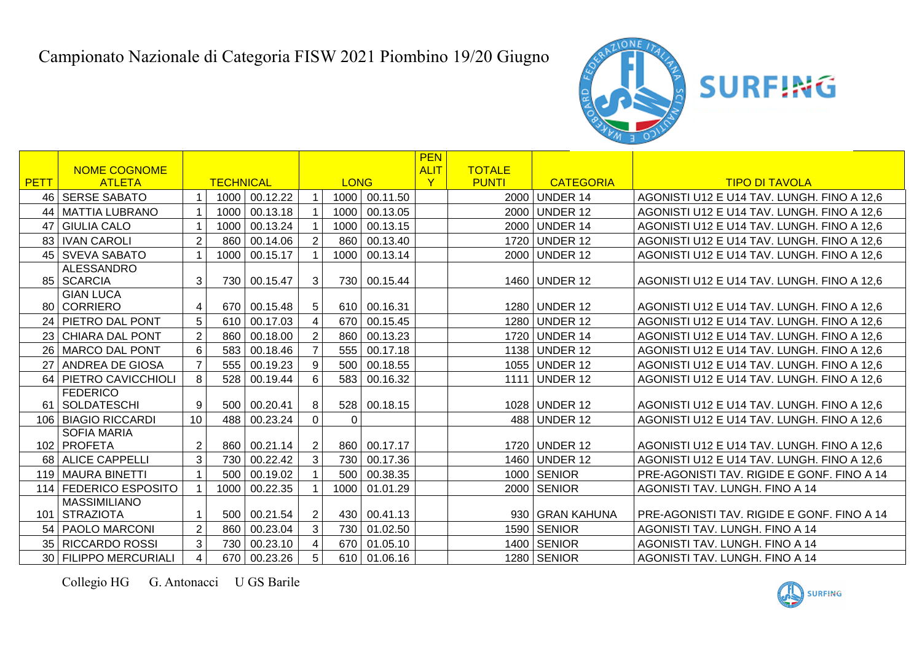# Campionato Nazionale di Categoria FISW 2021 Piombino 19/20 Giugno

SURFING

| PETT | NOME COGNOME ATLETA | TECHNICAL | | | LONG | | | PENALTY | TOTALE PUNTI | CATEGORIA | TIPO DI TAVOLA |
|---|---|---|---|---|---|---|---|---|---|---|---|
| 46 | SERSE SABATO | 1 | 1000 | 00.12.22 | 1 | 1000 | 00.11.50 | | 2000 | UNDER 14 | AGONISTI U12 E U14 TAV. LUNGH. FINO A 12,6 |
| 44 | MATTIA LUBRANO | 1 | 1000 | 00.13.18 | 1 | 1000 | 00.13.05 | | 2000 | UNDER 12 | AGONISTI U12 E U14 TAV. LUNGH. FINO A 12,6 |
| 47 | GIULIA CALO | 1 | 1000 | 00.13.24 | 1 | 1000 | 00.13.15 | | 2000 | UNDER 14 | AGONISTI U12 E U14 TAV. LUNGH. FINO A 12,6 |
| 83 | IVAN CAROLI | 2 | 860 | 00.14.06 | 2 | 860 | 00.13.40 | | 1720 | UNDER 12 | AGONISTI U12 E U14 TAV. LUNGH. FINO A 12,6 |
| 45 | SVEVA SABATO | 1 | 1000 | 00.15.17 | 1 | 1000 | 00.13.14 | | 2000 | UNDER 12 | AGONISTI U12 E U14 TAV. LUNGH. FINO A 12,6 |
| 85 | ALESSANDRO SCARCIA | 3 | 730 | 00.15.47 | 3 | 730 | 00.15.44 | | 1460 | UNDER 12 | AGONISTI U12 E U14 TAV. LUNGH. FINO A 12,6 |
| 80 | GIAN LUCA CORRIERO | 4 | 670 | 00.15.48 | 5 | 610 | 00.16.31 | | 1280 | UNDER 12 | AGONISTI U12 E U14 TAV. LUNGH. FINO A 12,6 |
| 24 | PIETRO DAL PONT | 5 | 610 | 00.17.03 | 4 | 670 | 00.15.45 | | 1280 | UNDER 12 | AGONISTI U12 E U14 TAV. LUNGH. FINO A 12,6 |
| 23 | CHIARA DAL PONT | 2 | 860 | 00.18.00 | 2 | 860 | 00.13.23 | | 1720 | UNDER 14 | AGONISTI U12 E U14 TAV. LUNGH. FINO A 12,6 |
| 26 | MARCO DAL PONT | 6 | 583 | 00.18.46 | 7 | 555 | 00.17.18 | | 1138 | UNDER 12 | AGONISTI U12 E U14 TAV. LUNGH. FINO A 12,6 |
| 27 | ANDREA DE GIOSA | 7 | 555 | 00.19.23 | 9 | 500 | 00.18.55 | | 1055 | UNDER 12 | AGONISTI U12 E U14 TAV. LUNGH. FINO A 12,6 |
| 64 | PIETRO CAVICCHIOLI | 8 | 528 | 00.19.44 | 6 | 583 | 00.16.32 | | 1111 | UNDER 12 | AGONISTI U12 E U14 TAV. LUNGH. FINO A 12,6 |
| 61 | FEDERICO SOLDATESCHI | 9 | 500 | 00.20.41 | 8 | 528 | 00.18.15 | | 1028 | UNDER 12 | AGONISTI U12 E U14 TAV. LUNGH. FINO A 12,6 |
| 106 | BIAGIO RICCARDI | 10 | 488 | 00.23.24 | 0 | 0 | | | 488 | UNDER 12 | AGONISTI U12 E U14 TAV. LUNGH. FINO A 12,6 |
| 102 | SOFIA MARIA PROFETA | 2 | 860 | 00.21.14 | 2 | 860 | 00.17.17 | | 1720 | UNDER 12 | AGONISTI U12 E U14 TAV. LUNGH. FINO A 12,6 |
| 68 | ALICE CAPPELLI | 3 | 730 | 00.22.42 | 3 | 730 | 00.17.36 | | 1460 | UNDER 12 | AGONISTI U12 E U14 TAV. LUNGH. FINO A 12,6 |
| 119 | MAURA BINETTI | 1 | 500 | 00.19.02 | 1 | 500 | 00.38.35 | | 1000 | SENIOR | PRE-AGONISTI TAV. RIGIDE E GONF. FINO A 14 |
| 114 | FEDERICO ESPOSITO | 1 | 1000 | 00.22.35 | 1 | 1000 | 01.01.29 | | 2000 | SENIOR | AGONISTI TAV. LUNGH. FINO A 14 |
| 101 | MASSIMILIANO STRAZIOTA | 1 | 500 | 00.21.54 | 2 | 430 | 00.41.13 | | 930 | GRAN KAHUNA | PRE-AGONISTI TAV. RIGIDE E GONF. FINO A 14 |
| 54 | PAOLO MARCONI | 2 | 860 | 00.23.04 | 3 | 730 | 01.02.50 | | 1590 | SENIOR | AGONISTI TAV. LUNGH. FINO A 14 |
| 35 | RICCARDO ROSSI | 3 | 730 | 00.23.10 | 4 | 670 | 01.05.10 | | 1400 | SENIOR | AGONISTI TAV. LUNGH. FINO A 14 |
| 30 | FILIPPO MERCURIALI | 4 | 670 | 00.23.26 | 5 | 610 | 01.06.16 | | 1280 | SENIOR | AGONISTI TAV. LUNGH. FINO A 14 |

Collegio HG G. Antonacci U GS Barile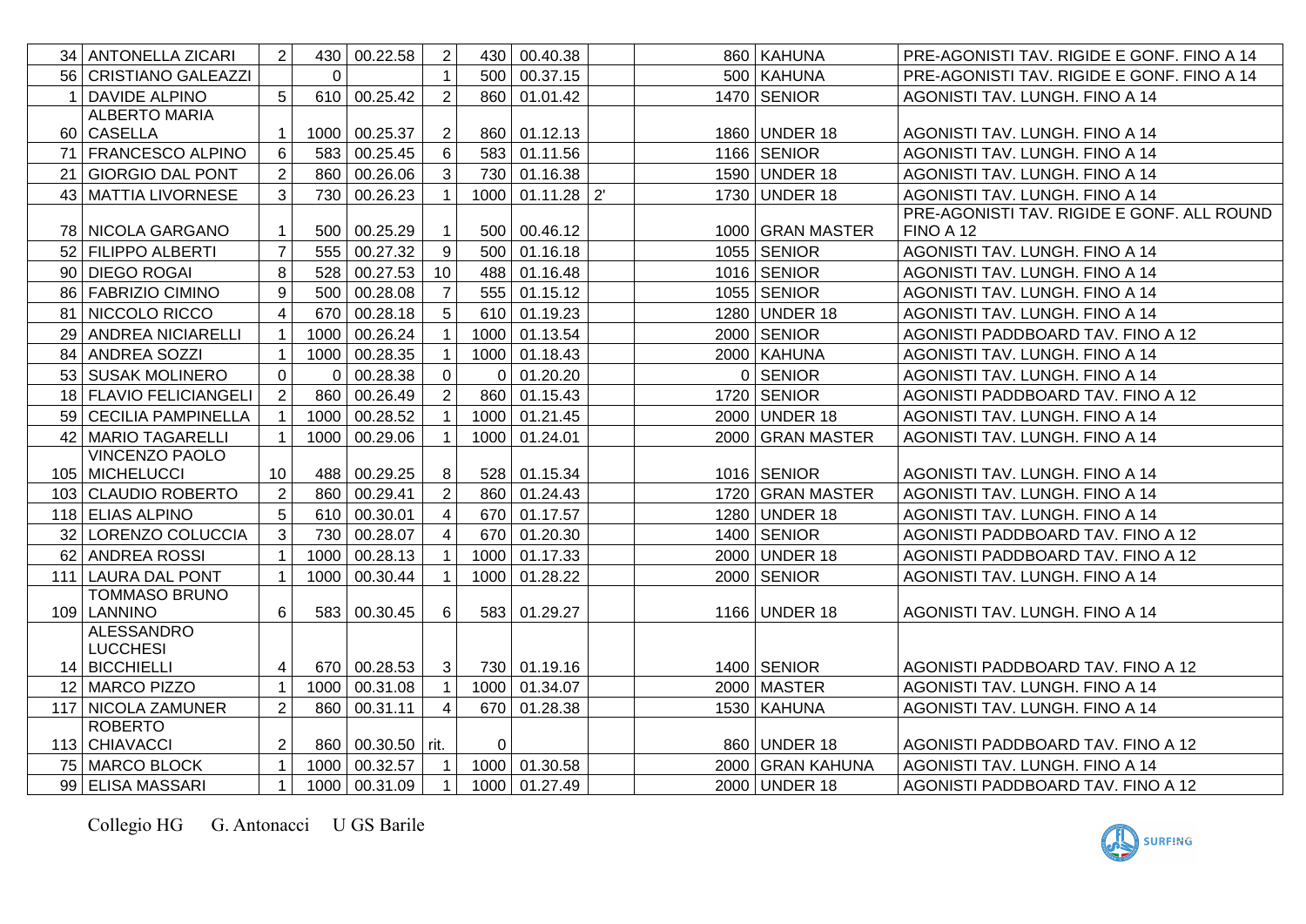| | | | | | | | | | | | |
|---|---|---|---|---|---|---|---|---|---|---|---|
| 34 | ANTONELLA ZICARI | 2 | 430 | 00.22.58 | 2 | 430 | 00.40.38 | | 860 | KAHUNA | PRE-AGONISTI TAV. RIGIDE E GONF. FINO A 14 |
| 56 | CRISTIANO GALEAZZI | | 0 | | 1 | 500 | 00.37.15 | | 500 | KAHUNA | PRE-AGONISTI TAV. RIGIDE E GONF. FINO A 14 |
| 1 | DAVIDE ALPINO | 5 | 610 | 00.25.42 | 2 | 860 | 01.01.42 | | 1470 | SENIOR | AGONISTI TAV. LUNGH. FINO A 14 |
| 60 | ALBERTO MARIA CASELLA | 1 | 1000 | 00.25.37 | 2 | 860 | 01.12.13 | | 1860 | UNDER 18 | AGONISTI TAV. LUNGH. FINO A 14 |
| 71 | FRANCESCO ALPINO | 6 | 583 | 00.25.45 | 6 | 583 | 01.11.56 | | 1166 | SENIOR | AGONISTI TAV. LUNGH. FINO A 14 |
| 21 | GIORGIO DAL PONT | 2 | 860 | 00.26.06 | 3 | 730 | 01.16.38 | | 1590 | UNDER 18 | AGONISTI TAV. LUNGH. FINO A 14 |
| 43 | MATTIA LIVORNESE | 3 | 730 | 00.26.23 | 1 | 1000 | 01.11.28 | 2' | 1730 | UNDER 18 | AGONISTI TAV. LUNGH. FINO A 14 |
| 78 | NICOLA GARGANO | 1 | 500 | 00.25.29 | 1 | 500 | 00.46.12 | | 1000 | GRAN MASTER | PRE-AGONISTI TAV. RIGIDE E GONF. ALL ROUND FINO A 12 |
| 52 | FILIPPO ALBERTI | 7 | 555 | 00.27.32 | 9 | 500 | 01.16.18 | | 1055 | SENIOR | AGONISTI TAV. LUNGH. FINO A 14 |
| 90 | DIEGO ROGAI | 8 | 528 | 00.27.53 | 10 | 488 | 01.16.48 | | 1016 | SENIOR | AGONISTI TAV. LUNGH. FINO A 14 |
| 86 | FABRIZIO CIMINO | 9 | 500 | 00.28.08 | 7 | 555 | 01.15.12 | | 1055 | SENIOR | AGONISTI TAV. LUNGH. FINO A 14 |
| 81 | NICCOLO RICCO | 4 | 670 | 00.28.18 | 5 | 610 | 01.19.23 | | 1280 | UNDER 18 | AGONISTI TAV. LUNGH. FINO A 14 |
| 29 | ANDREA NICIARELLI | 1 | 1000 | 00.26.24 | 1 | 1000 | 01.13.54 | | 2000 | SENIOR | AGONISTI PADDBOARD TAV. FINO A 12 |
| 84 | ANDREA SOZZI | 1 | 1000 | 00.28.35 | 1 | 1000 | 01.18.43 | | 2000 | KAHUNA | AGONISTI TAV. LUNGH. FINO A 14 |
| 53 | SUSAK MOLINERO | 0 | 0 | 00.28.38 | 0 | 0 | 01.20.20 | | 0 | SENIOR | AGONISTI TAV. LUNGH. FINO A 14 |
| 18 | FLAVIO FELICIANGELI | 2 | 860 | 00.26.49 | 2 | 860 | 01.15.43 | | 1720 | SENIOR | AGONISTI PADDBOARD TAV. FINO A 12 |
| 59 | CECILIA PAMPINELLA | 1 | 1000 | 00.28.52 | 1 | 1000 | 01.21.45 | | 2000 | UNDER 18 | AGONISTI TAV. LUNGH. FINO A 14 |
| 42 | MARIO TAGARELLI | 1 | 1000 | 00.29.06 | 1 | 1000 | 01.24.01 | | 2000 | GRAN MASTER | AGONISTI TAV. LUNGH. FINO A 14 |
| 105 | VINCENZO PAOLO MICHELUCCI | 10 | 488 | 00.29.25 | 8 | 528 | 01.15.34 | | 1016 | SENIOR | AGONISTI TAV. LUNGH. FINO A 14 |
| 103 | CLAUDIO ROBERTO | 2 | 860 | 00.29.41 | 2 | 860 | 01.24.43 | | 1720 | GRAN MASTER | AGONISTI TAV. LUNGH. FINO A 14 |
| 118 | ELIAS ALPINO | 5 | 610 | 00.30.01 | 4 | 670 | 01.17.57 | | 1280 | UNDER 18 | AGONISTI TAV. LUNGH. FINO A 14 |
| 32 | LORENZO COLUCCIA | 3 | 730 | 00.28.07 | 4 | 670 | 01.20.30 | | 1400 | SENIOR | AGONISTI PADDBOARD TAV. FINO A 12 |
| 62 | ANDREA ROSSI | 1 | 1000 | 00.28.13 | 1 | 1000 | 01.17.33 | | 2000 | UNDER 18 | AGONISTI PADDBOARD TAV. FINO A 12 |
| 111 | LAURA DAL PONT | 1 | 1000 | 00.30.44 | 1 | 1000 | 01.28.22 | | 2000 | SENIOR | AGONISTI TAV. LUNGH. FINO A 14 |
| 109 | TOMMASO BRUNO LANNINO | 6 | 583 | 00.30.45 | 6 | 583 | 01.29.27 | | 1166 | UNDER 18 | AGONISTI TAV. LUNGH. FINO A 14 |
| 14 | ALESSANDRO LUCCHESI BICCHIELLI | 4 | 670 | 00.28.53 | 3 | 730 | 01.19.16 | | 1400 | SENIOR | AGONISTI PADDBOARD TAV. FINO A 12 |
| 12 | MARCO PIZZO | 1 | 1000 | 00.31.08 | 1 | 1000 | 01.34.07 | | 2000 | MASTER | AGONISTI TAV. LUNGH. FINO A 14 |
| 117 | NICOLA ZAMUNER | 2 | 860 | 00.31.11 | 4 | 670 | 01.28.38 | | 1530 | KAHUNA | AGONISTI TAV. LUNGH. FINO A 14 |
| 113 | ROBERTO CHIAVACCI | 2 | 860 | 00.30.50 | rit. | 0 | | | 860 | UNDER 18 | AGONISTI PADDBOARD TAV. FINO A 12 |
| 75 | MARCO BLOCK | 1 | 1000 | 00.32.57 | 1 | 1000 | 01.30.58 | | 2000 | GRAN KAHUNA | AGONISTI TAV. LUNGH. FINO A 14 |
| 99 | ELISA MASSARI | 1 | 1000 | 00.31.09 | 1 | 1000 | 01.27.49 | | 2000 | UNDER 18 | AGONISTI PADDBOARD TAV. FINO A 12 |

Collegio HG G. Antonacci U GS Barile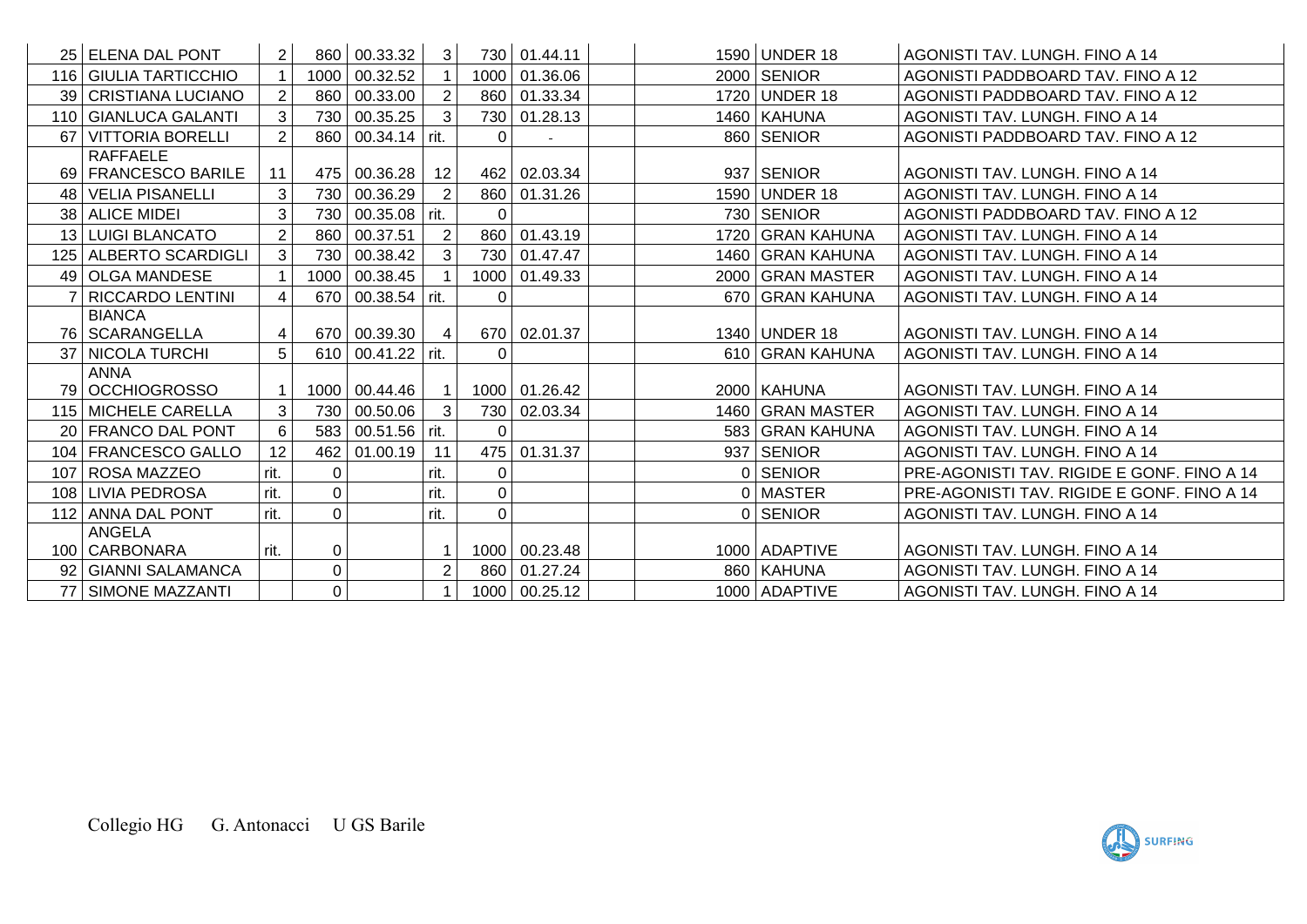| | | | | | | | | | | | |
|---|---|---|---|---|---|---|---|---|---|---|---|
| 25 | ELENA DAL PONT | 2 | 860 | 00.33.32 | 3 | 730 | 01.44.11 | | 1590 | UNDER 18 | AGONISTI TAV. LUNGH. FINO A 14 |
| 116 | GIULIA TARTICCHIO | 1 | 1000 | 00.32.52 | 1 | 1000 | 01.36.06 | | 2000 | SENIOR | AGONISTI PADDBOARD TAV. FINO A 12 |
| 39 | CRISTIANA LUCIANO | 2 | 860 | 00.33.00 | 2 | 860 | 01.33.34 | | 1720 | UNDER 18 | AGONISTI PADDBOARD TAV. FINO A 12 |
| 110 | GIANLUCA GALANTI | 3 | 730 | 00.35.25 | 3 | 730 | 01.28.13 | | 1460 | KAHUNA | AGONISTI TAV. LUNGH. FINO A 14 |
| 67 | VITTORIA BORELLI | 2 | 860 | 00.34.14 | rit. | 0 | - | | 860 | SENIOR | AGONISTI PADDBOARD TAV. FINO A 12 |
| 69 | RAFFAELE FRANCESCO BARILE | 11 | 475 | 00.36.28 | 12 | 462 | 02.03.34 | | 937 | SENIOR | AGONISTI TAV. LUNGH. FINO A 14 |
| 48 | VELIA PISANELLI | 3 | 730 | 00.36.29 | 2 | 860 | 01.31.26 | | 1590 | UNDER 18 | AGONISTI TAV. LUNGH. FINO A 14 |
| 38 | ALICE MIDEI | 3 | 730 | 00.35.08 | rit. | 0 | | | 730 | SENIOR | AGONISTI PADDBOARD TAV. FINO A 12 |
| 13 | LUIGI BLANCATO | 2 | 860 | 00.37.51 | 2 | 860 | 01.43.19 | | 1720 | GRAN KAHUNA | AGONISTI TAV. LUNGH. FINO A 14 |
| 125 | ALBERTO SCARDIGLI | 3 | 730 | 00.38.42 | 3 | 730 | 01.47.47 | | 1460 | GRAN KAHUNA | AGONISTI TAV. LUNGH. FINO A 14 |
| 49 | OLGA MANDESE | 1 | 1000 | 00.38.45 | 1 | 1000 | 01.49.33 | | 2000 | GRAN MASTER | AGONISTI TAV. LUNGH. FINO A 14 |
| 7 | RICCARDO LENTINI | 4 | 670 | 00.38.54 | rit. | 0 | | | 670 | GRAN KAHUNA | AGONISTI TAV. LUNGH. FINO A 14 |
| 76 | BIANCA SCARANGELLA | 4 | 670 | 00.39.30 | 4 | 670 | 02.01.37 | | 1340 | UNDER 18 | AGONISTI TAV. LUNGH. FINO A 14 |
| 37 | NICOLA TURCHI | 5 | 610 | 00.41.22 | rit. | 0 | | | 610 | GRAN KAHUNA | AGONISTI TAV. LUNGH. FINO A 14 |
| 79 | ANNA OCCHIOGROSSO | 1 | 1000 | 00.44.46 | 1 | 1000 | 01.26.42 | | 2000 | KAHUNA | AGONISTI TAV. LUNGH. FINO A 14 |
| 115 | MICHELE CARELLA | 3 | 730 | 00.50.06 | 3 | 730 | 02.03.34 | | 1460 | GRAN MASTER | AGONISTI TAV. LUNGH. FINO A 14 |
| 20 | FRANCO DAL PONT | 6 | 583 | 00.51.56 | rit. | 0 | | | 583 | GRAN KAHUNA | AGONISTI TAV. LUNGH. FINO A 14 |
| 104 | FRANCESCO GALLO | 12 | 462 | 01.00.19 | 11 | 475 | 01.31.37 | | 937 | SENIOR | AGONISTI TAV. LUNGH. FINO A 14 |
| 107 | ROSA MAZZEO | rit. | 0 | | rit. | 0 | | | 0 | SENIOR | PRE-AGONISTI TAV. RIGIDE E GONF. FINO A 14 |
| 108 | LIVIA PEDROSA | rit. | 0 | | rit. | 0 | | | 0 | MASTER | PRE-AGONISTI TAV. RIGIDE E GONF. FINO A 14 |
| 112 | ANNA DAL PONT | rit. | 0 | | rit. | 0 | | | 0 | SENIOR | AGONISTI TAV. LUNGH. FINO A 14 |
| 100 | ANGELA CARBONARA | rit. | 0 | | 1 | 1000 | 00.23.48 | | 1000 | ADAPTIVE | AGONISTI TAV. LUNGH. FINO A 14 |
| 92 | GIANNI SALAMANCA | | 0 | | 2 | 860 | 01.27.24 | | 860 | KAHUNA | AGONISTI TAV. LUNGH. FINO A 14 |
| 77 | SIMONE MAZZANTI | | 0 | | 1 | 1000 | 00.25.12 | | 1000 | ADAPTIVE | AGONISTI TAV. LUNGH. FINO A 14 |

Collegio HG G. Antonacci U GS Barile

SURFING